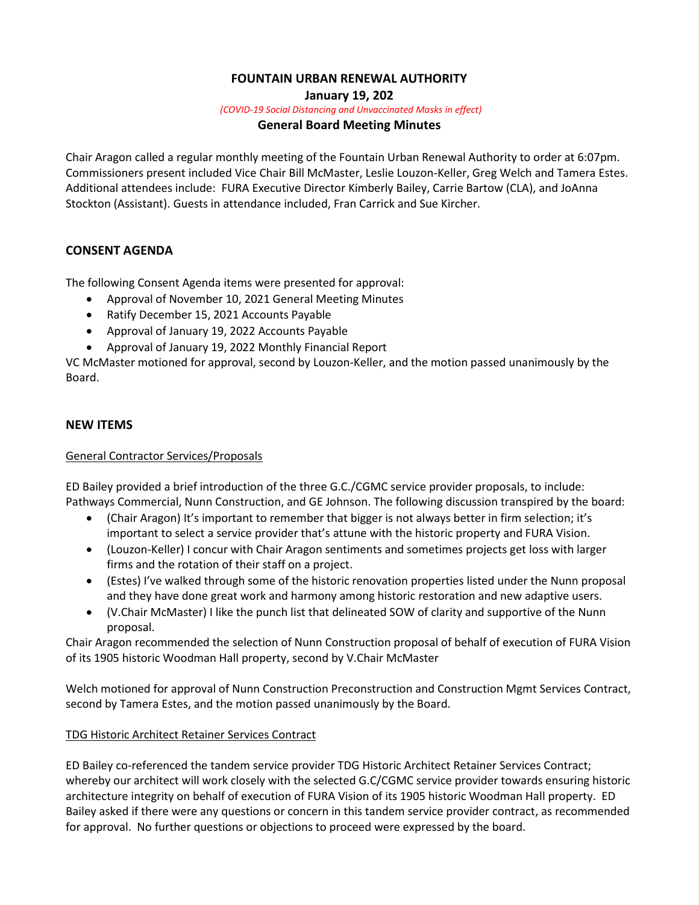# FOUNTAIN URBAN RENEWAL AUTHORITY

**January 19, 202**

*(COVID-19 Social Distancing and Unvaccinated Masks in effect)*

**General Board Meeting Minutes**

Chair Aragon called a regular monthly meeting of the Fountain Urban Renewal Authority to order at 6:07pm. Commissioners present included Vice Chair Bill McMaster, Leslie Louzon-Keller, Greg Welch and Tamera Estes. Additional attendees include: FURA Executive Director Kimberly Bailey, Carrie Bartow (CLA), and JoAnna Stockton (Assistant). Guests in attendance included, Fran Carrick and Sue Kircher.

## CONSENT AGENDA

The following Consent Agenda items were presented for approval:

- Approval of November 10, 2021 General Meeting Minutes
- Ratify December 15, 2021 Accounts Payable
- Approval of January 19, 2022 Accounts Payable
- Approval of January 19, 2022 Monthly Financial Report

VC McMaster motioned for approval, second by Louzon-Keller, and the motion passed unanimously by the Board.

## NEW ITEMS

General Contractor Services/Proposals

ED Bailey provided a brief introduction of the three G.C./CGMC service provider proposals, to include: Pathways Commercial, Nunn Construction, and GE Johnson. The following discussion transpired by the board:

- (Chair Aragon) It's important to remember that bigger is not always better in firm selection; it's important to select a service provider that's attune with the historic property and FURA Vision.
- (Louzon-Keller) I concur with Chair Aragon sentiments and sometimes projects get loss with larger firms and the rotation of their staff on a project.
- (Estes) I've walked through some of the historic renovation properties listed under the Nunn proposal and they have done great work and harmony among historic restoration and new adaptive users.
- (V.Chair McMaster) I like the punch list that delineated SOW of clarity and supportive of the Nunn proposal.

Chair Aragon recommended the selection of Nunn Construction proposal of behalf of execution of FURA Vision of its 1905 historic Woodman Hall property, second by V.Chair McMaster

Welch motioned for approval of Nunn Construction Preconstruction and Construction Mgmt Services Contract, second by Tamera Estes, and the motion passed unanimously by the Board.

TDG Historic Architect Retainer Services Contract

ED Bailey co-referenced the tandem service provider TDG Historic Architect Retainer Services Contract; whereby our architect will work closely with the selected G.C/CGMC service provider towards ensuring historic architecture integrity on behalf of execution of FURA Vision of its 1905 historic Woodman Hall property. ED Bailey asked if there were any questions or concern in this tandem service provider contract, as recommended for approval. No further questions or objections to proceed were expressed by the board.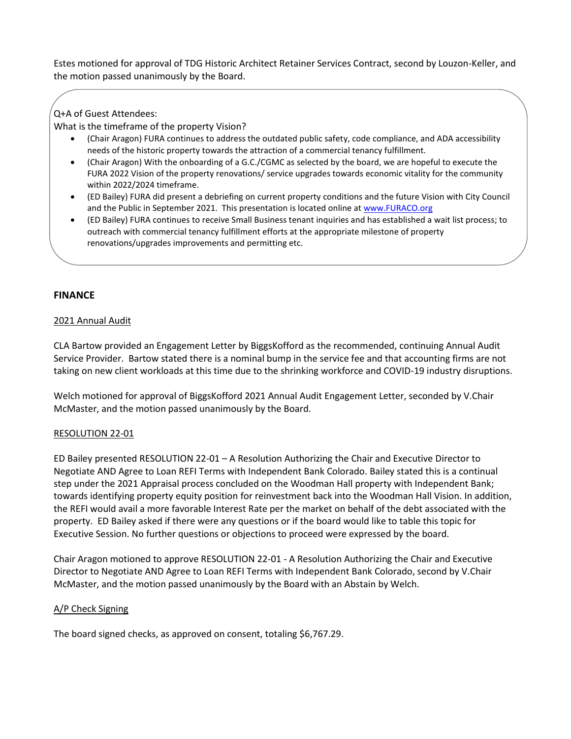Estes motioned for approval of TDG Historic Architect Retainer Services Contract, second by Louzon-Keller, and the motion passed unanimously by the Board.

Q+A of Guest Attendees:

What is the timeframe of the property Vision?

- (Chair Aragon) FURA continues to address the outdated public safety, code compliance, and ADA accessibility needs of the historic property towards the attraction of a commercial tenancy fulfillment.
- (Chair Aragon) With the onboarding of a G.C./CGMC as selected by the board, we are hopeful to execute the FURA 2022 Vision of the property renovations/ service upgrades towards economic vitality for the community within 2022/2024 timeframe.
- (ED Bailey) FURA did present a debriefing on current property conditions and the future Vision with City Council and the Public in September 2021. This presentation is located online at [www.FURACO.org](http://www.FURACO.org)
- (ED Bailey) FURA continues to receive Small Business tenant inquiries and has established a wait list process; to outreach with commercial tenancy fulfillment efforts at the appropriate milestone of property renovations/upgrades improvements and permitting etc.

## FINANCE

### 2021 Annual Audit

CLA Bartow provided an Engagement Letter by BiggsKofford as the recommended, continuing Annual Audit Service Provider. Bartow stated there is a nominal bump in the service fee and that accounting firms are not taking on new client workloads at this time due to the shrinking workforce and COVID-19 industry disruptions.

Welch motioned for approval of BiggsKofford 2021 Annual Audit Engagement Letter, seconded by V.Chair McMaster, and the motion passed unanimously by the Board.

### RESOLUTION 22-01

ED Bailey presented RESOLUTION 22-01 – A Resolution Authorizing the Chair and Executive Director to Negotiate AND Agree to Loan REFI Terms with Independent Bank Colorado. Bailey stated this is a continual step under the 2021 Appraisal process concluded on the Woodman Hall property with Independent Bank; towards identifying property equity position for reinvestment back into the Woodman Hall Vision. In addition, the REFI would avail a more favorable Interest Rate per the market on behalf of the debt associated with the property. ED Bailey asked if there were any questions or if the board would like to table this topic for Executive Session. No further questions or objections to proceed were expressed by the board.

Chair Aragon motioned to approve RESOLUTION 22-01 - A Resolution Authorizing the Chair and Executive Director to Negotiate AND Agree to Loan REFI Terms with Independent Bank Colorado, second by V.Chair McMaster, and the motion passed unanimously by the Board with an Abstain by Welch.

### A/P Check Signing

The board signed checks, as approved on consent, totaling $6,767.29.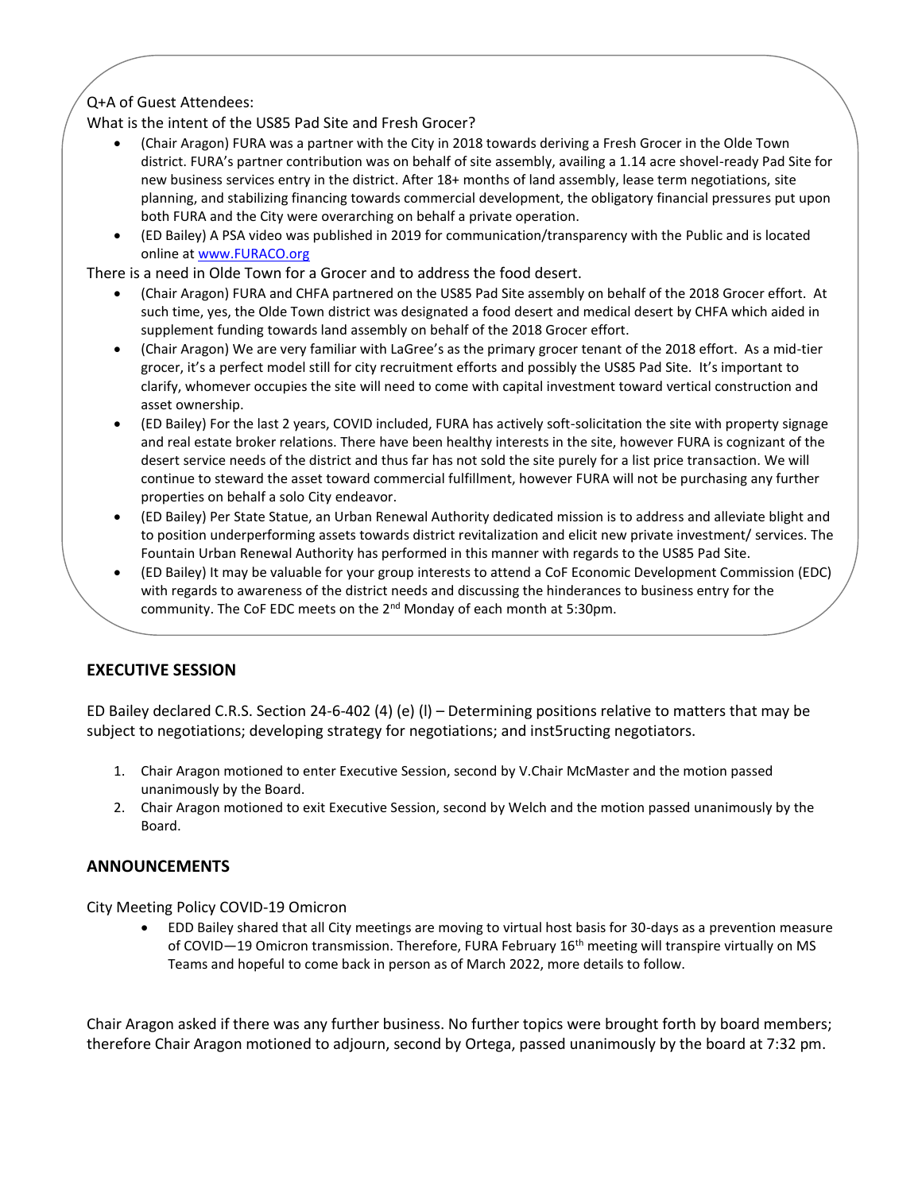Q+A of Guest Attendees:

What is the intent of the US85 Pad Site and Fresh Grocer?

- (Chair Aragon) FURA was a partner with the City in 2018 towards deriving a Fresh Grocer in the Olde Town district. FURA's partner contribution was on behalf of site assembly, availing a 1.14 acre shovel-ready Pad Site for new business services entry in the district. After 18+ months of land assembly, lease term negotiations, site planning, and stabilizing financing towards commercial development, the obligatory financial pressures put upon both FURA and the City were overarching on behalf a private operation.
- (ED Bailey) A PSA video was published in 2019 for communication/transparency with the Public and is located online at www.FURACO.org

There is a need in Olde Town for a Grocer and to address the food desert.

- (Chair Aragon) FURA and CHFA partnered on the US85 Pad Site assembly on behalf of the 2018 Grocer effort. At such time, yes, the Olde Town district was designated a food desert and medical desert by CHFA which aided in supplement funding towards land assembly on behalf of the 2018 Grocer effort.
- (Chair Aragon) We are very familiar with LaGree's as the primary grocer tenant of the 2018 effort. As a mid-tier grocer, it's a perfect model still for city recruitment efforts and possibly the US85 Pad Site. It's important to clarify, whomever occupies the site will need to come with capital investment toward vertical construction and asset ownership.
- (ED Bailey) For the last 2 years, COVID included, FURA has actively soft-solicitation the site with property signage and real estate broker relations. There have been healthy interests in the site, however FURA is cognizant of the desert service needs of the district and thus far has not sold the site purely for a list price transaction. We will continue to steward the asset toward commercial fulfillment, however FURA will not be purchasing any further properties on behalf a solo City endeavor.
- (ED Bailey) Per State Statue, an Urban Renewal Authority dedicated mission is to address and alleviate blight and to position underperforming assets towards district revitalization and elicit new private investment/ services. The Fountain Urban Renewal Authority has performed in this manner with regards to the US85 Pad Site.
- (ED Bailey) It may be valuable for your group interests to attend a CoF Economic Development Commission (EDC) with regards to awareness of the district needs and discussing the hinderances to business entry for the community. The CoF EDC meets on the 2nd Monday of each month at 5:30pm.

## EXECUTIVE SESSION

ED Bailey declared C.R.S. Section 24-6-402 (4) (e) (l) – Determining positions relative to matters that may be subject to negotiations; developing strategy for negotiations; and inst5ructing negotiators.

1. Chair Aragon motioned to enter Executive Session, second by V.Chair McMaster and the motion passed unanimously by the Board.
2. Chair Aragon motioned to exit Executive Session, second by Welch and the motion passed unanimously by the Board.

## ANNOUNCEMENTS

City Meeting Policy COVID-19 Omicron

- EDD Bailey shared that all City meetings are moving to virtual host basis for 30-days as a prevention measure of COVID—19 Omicron transmission. Therefore, FURA February 16th meeting will transpire virtually on MS Teams and hopeful to come back in person as of March 2022, more details to follow.

Chair Aragon asked if there was any further business. No further topics were brought forth by board members; therefore Chair Aragon motioned to adjourn, second by Ortega, passed unanimously by the board at 7:32 pm.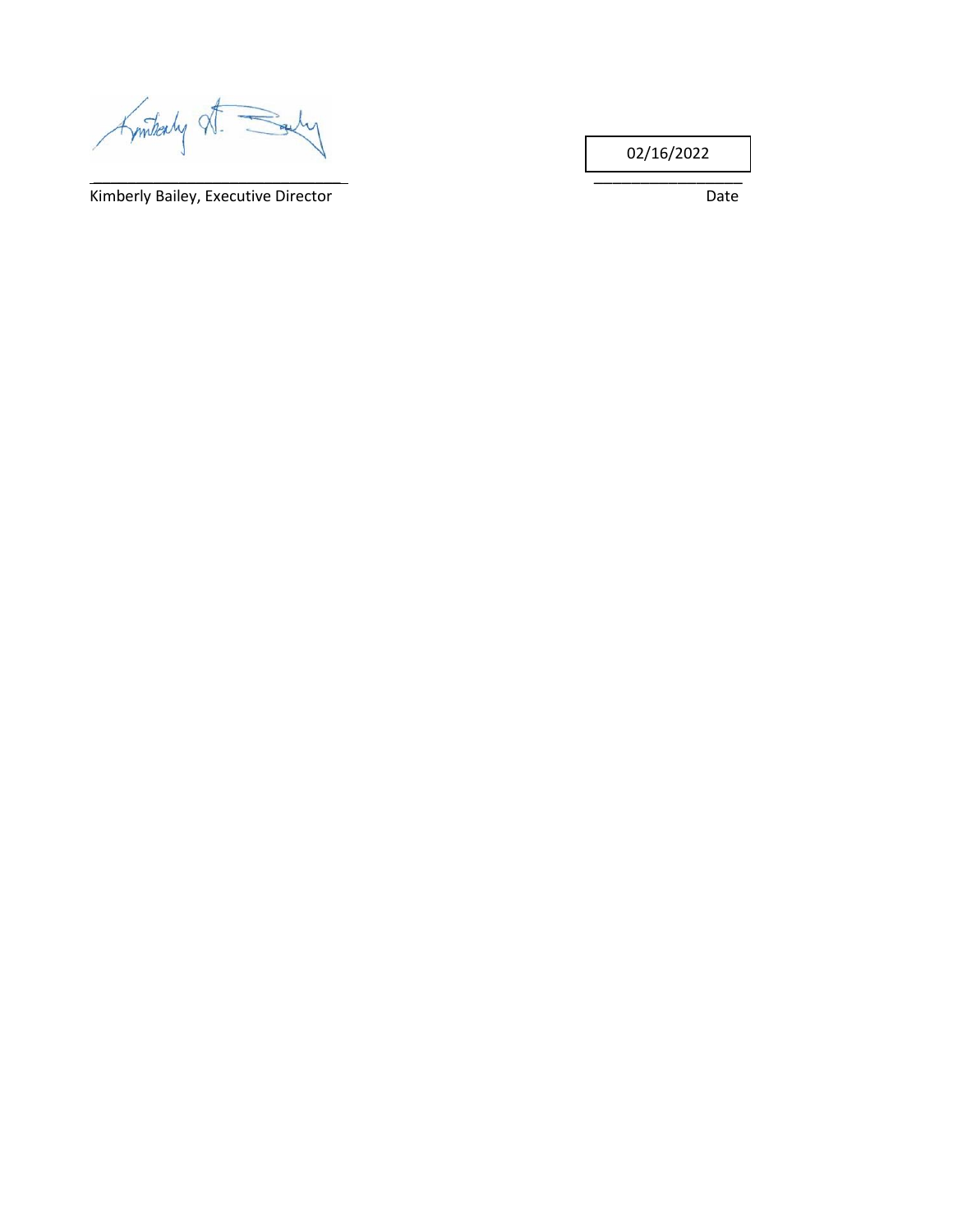_______________________________ Kimberly Bailey, Executive Director

02/16/2022
___________________ Date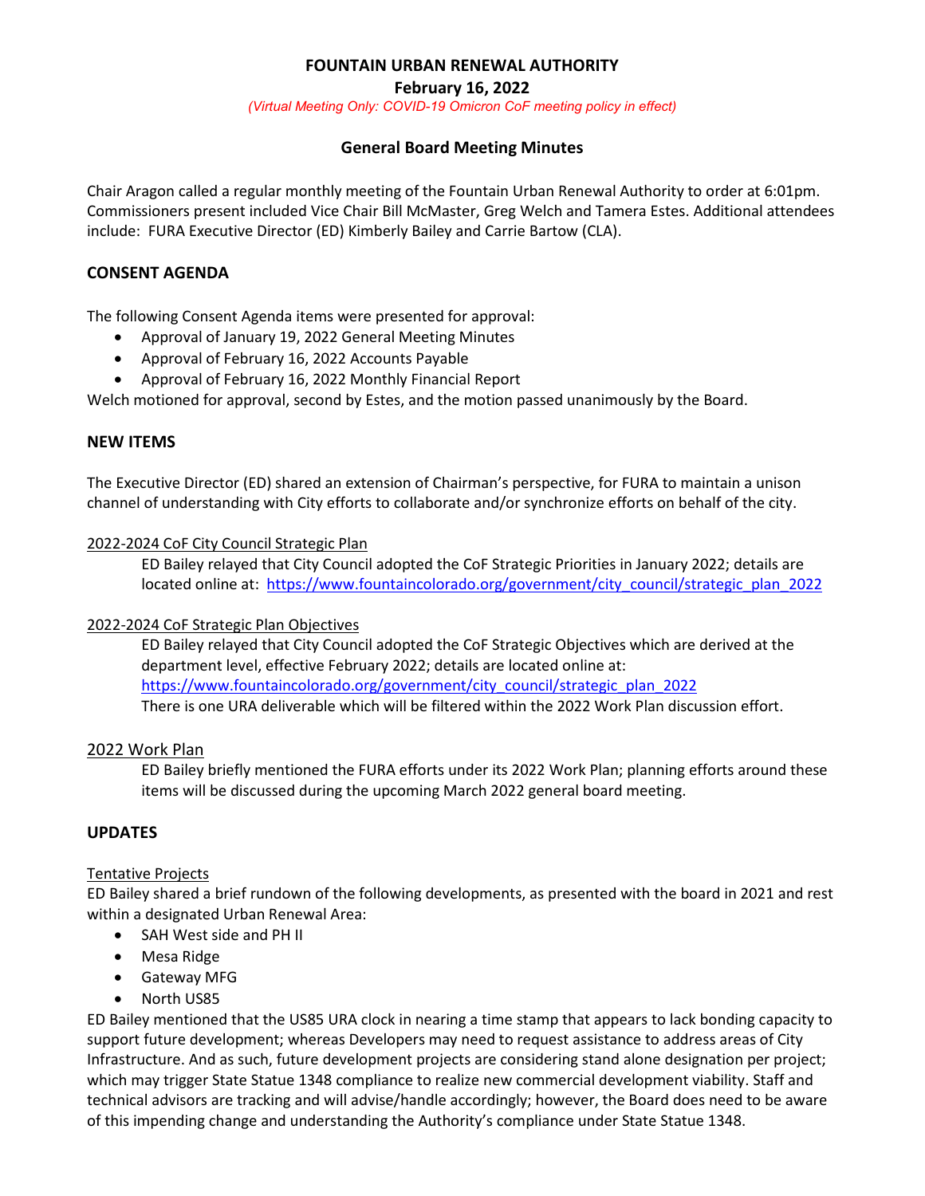# FOUNTAIN URBAN RENEWAL AUTHORITY

**February 16, 2022**

*(Virtual Meeting Only: COVID-19 Omicron CoF meeting policy in effect)*

## General Board Meeting Minutes

Chair Aragon called a regular monthly meeting of the Fountain Urban Renewal Authority to order at 6:01pm. Commissioners present included Vice Chair Bill McMaster, Greg Welch and Tamera Estes. Additional attendees include: FURA Executive Director (ED) Kimberly Bailey and Carrie Bartow (CLA).

### CONSENT AGENDA

The following Consent Agenda items were presented for approval:

- Approval of January 19, 2022 General Meeting Minutes
- Approval of February 16, 2022 Accounts Payable
- Approval of February 16, 2022 Monthly Financial Report

Welch motioned for approval, second by Estes, and the motion passed unanimously by the Board.

### NEW ITEMS

The Executive Director (ED) shared an extension of Chairman's perspective, for FURA to maintain a unison channel of understanding with City efforts to collaborate and/or synchronize efforts on behalf of the city.

2022-2024 CoF City Council Strategic Plan

ED Bailey relayed that City Council adopted the CoF Strategic Priorities in January 2022; details are located online at: https://www.fountaincolorado.org/government/city_council/strategic_plan_2022

2022-2024 CoF Strategic Plan Objectives

ED Bailey relayed that City Council adopted the CoF Strategic Objectives which are derived at the department level, effective February 2022; details are located online at: https://www.fountaincolorado.org/government/city_council/strategic_plan_2022
There is one URA deliverable which will be filtered within the 2022 Work Plan discussion effort.

2022 Work Plan

ED Bailey briefly mentioned the FURA efforts under its 2022 Work Plan; planning efforts around these items will be discussed during the upcoming March 2022 general board meeting.

### UPDATES

Tentative Projects

ED Bailey shared a brief rundown of the following developments, as presented with the board in 2021 and rest within a designated Urban Renewal Area:

- SAH West side and PH II
- Mesa Ridge
- Gateway MFG
- North US85

ED Bailey mentioned that the US85 URA clock in nearing a time stamp that appears to lack bonding capacity to support future development; whereas Developers may need to request assistance to address areas of City Infrastructure. And as such, future development projects are considering stand alone designation per project; which may trigger State Statue 1348 compliance to realize new commercial development viability. Staff and technical advisors are tracking and will advise/handle accordingly; however, the Board does need to be aware of this impending change and understanding the Authority's compliance under State Statue 1348.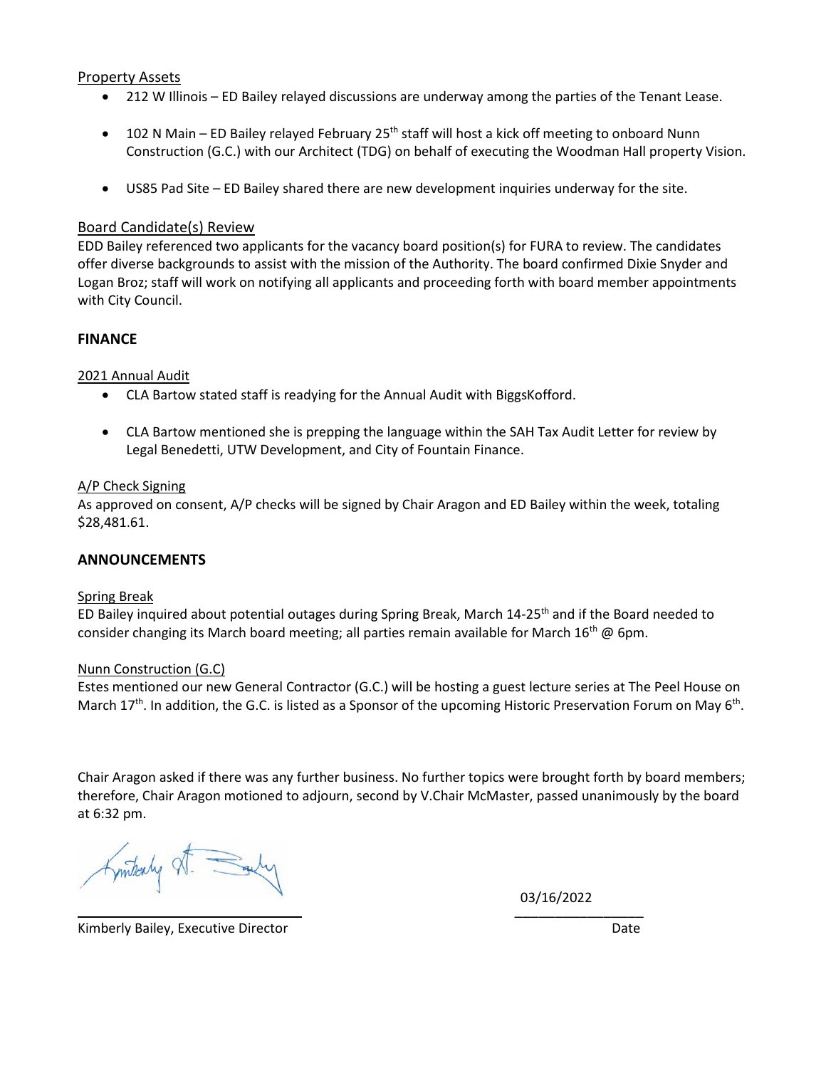Property Assets

- 212 W Illinois – ED Bailey relayed discussions are underway among the parties of the Tenant Lease.
- 102 N Main – ED Bailey relayed February 25th staff will host a kick off meeting to onboard Nunn Construction (G.C.) with our Architect (TDG) on behalf of executing the Woodman Hall property Vision.
- US85 Pad Site – ED Bailey shared there are new development inquiries underway for the site.

Board Candidate(s) Review

EDD Bailey referenced two applicants for the vacancy board position(s) for FURA to review. The candidates offer diverse backgrounds to assist with the mission of the Authority. The board confirmed Dixie Snyder and Logan Broz; staff will work on notifying all applicants and proceeding forth with board member appointments with City Council.

**FINANCE**

2021 Annual Audit

- CLA Bartow stated staff is readying for the Annual Audit with BiggsKofford.
- CLA Bartow mentioned she is prepping the language within the SAH Tax Audit Letter for review by Legal Benedetti, UTW Development, and City of Fountain Finance.

A/P Check Signing

As approved on consent, A/P checks will be signed by Chair Aragon and ED Bailey within the week, totaling $28,481.61.

**ANNOUNCEMENTS**

Spring Break

ED Bailey inquired about potential outages during Spring Break, March 14-25th and if the Board needed to consider changing its March board meeting; all parties remain available for March 16th @ 6pm.

Nunn Construction (G.C)

Estes mentioned our new General Contractor (G.C.) will be hosting a guest lecture series at The Peel House on March 17th. In addition, the G.C. is listed as a Sponsor of the upcoming Historic Preservation Forum on May 6th.

Chair Aragon asked if there was any further business. No further topics were brought forth by board members; therefore, Chair Aragon motioned to adjourn, second by V.Chair McMaster, passed unanimously by the board at 6:32 pm.

Kimberly Bailey, Executive Director

03/16/2022

Date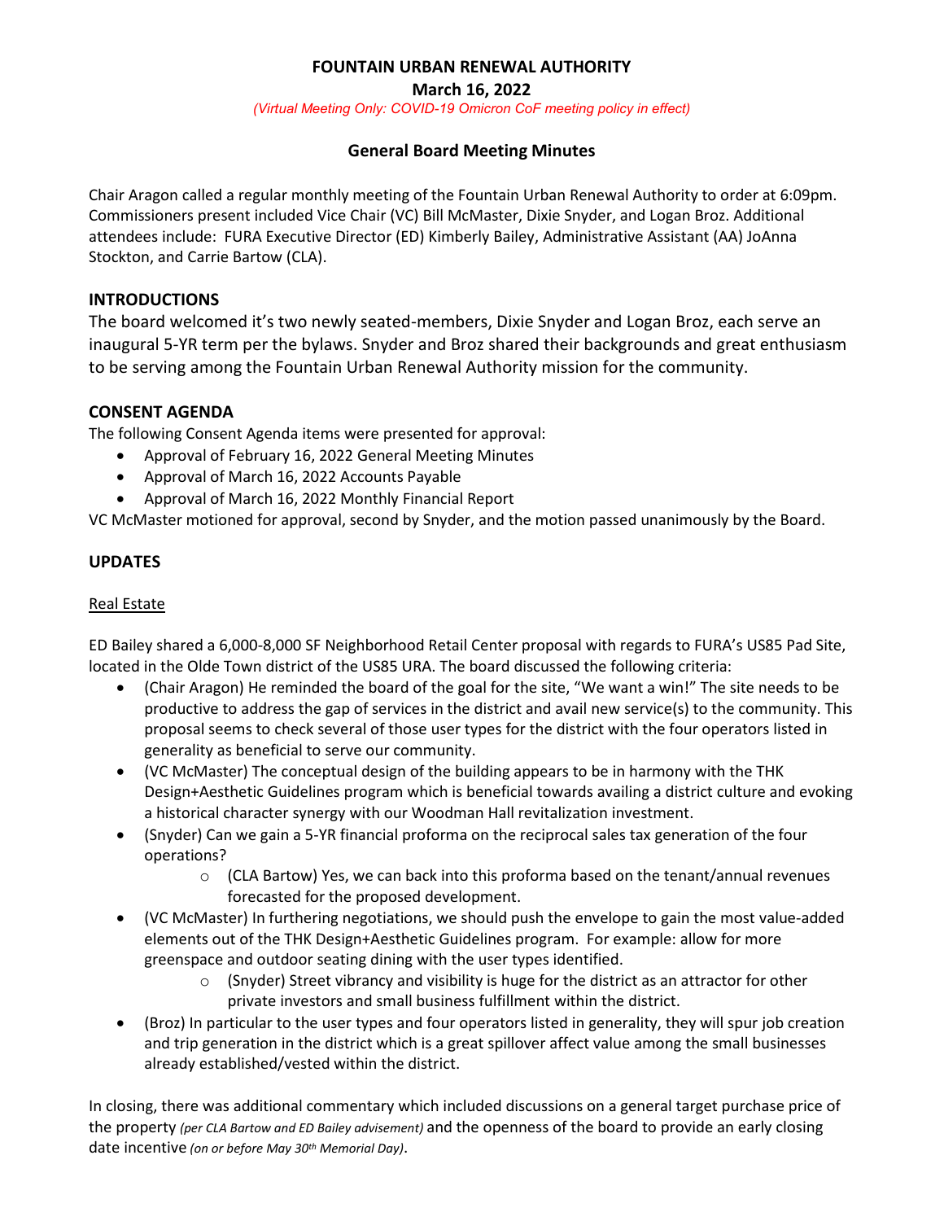# FOUNTAIN URBAN RENEWAL AUTHORITY

**March 16, 2022**

*(Virtual Meeting Only: COVID-19 Omicron CoF meeting policy in effect)*

## General Board Meeting Minutes

Chair Aragon called a regular monthly meeting of the Fountain Urban Renewal Authority to order at 6:09pm. Commissioners present included Vice Chair (VC) Bill McMaster, Dixie Snyder, and Logan Broz. Additional attendees include: FURA Executive Director (ED) Kimberly Bailey, Administrative Assistant (AA) JoAnna Stockton, and Carrie Bartow (CLA).

### INTRODUCTIONS

The board welcomed it's two newly seated-members, Dixie Snyder and Logan Broz, each serve an inaugural 5-YR term per the bylaws. Snyder and Broz shared their backgrounds and great enthusiasm to be serving among the Fountain Urban Renewal Authority mission for the community.

### CONSENT AGENDA

The following Consent Agenda items were presented for approval:

- Approval of February 16, 2022 General Meeting Minutes
- Approval of March 16, 2022 Accounts Payable
- Approval of March 16, 2022 Monthly Financial Report

VC McMaster motioned for approval, second by Snyder, and the motion passed unanimously by the Board.

### UPDATES

Real Estate

ED Bailey shared a 6,000-8,000 SF Neighborhood Retail Center proposal with regards to FURA's US85 Pad Site, located in the Olde Town district of the US85 URA. The board discussed the following criteria:

- (Chair Aragon) He reminded the board of the goal for the site, "We want a win!" The site needs to be productive to address the gap of services in the district and avail new service(s) to the community. This proposal seems to check several of those user types for the district with the four operators listed in generality as beneficial to serve our community.
- (VC McMaster) The conceptual design of the building appears to be in harmony with the THK Design+Aesthetic Guidelines program which is beneficial towards availing a district culture and evoking a historical character synergy with our Woodman Hall revitalization investment.
- (Snyder) Can we gain a 5-YR financial proforma on the reciprocal sales tax generation of the four operations?
    - (CLA Bartow) Yes, we can back into this proforma based on the tenant/annual revenues forecasted for the proposed development.
- (VC McMaster) In furthering negotiations, we should push the envelope to gain the most value-added elements out of the THK Design+Aesthetic Guidelines program. For example: allow for more greenspace and outdoor seating dining with the user types identified.
    - (Snyder) Street vibrancy and visibility is huge for the district as an attractor for other private investors and small business fulfillment within the district.
- (Broz) In particular to the user types and four operators listed in generality, they will spur job creation and trip generation in the district which is a great spillover affect value among the small businesses already established/vested within the district.

In closing, there was additional commentary which included discussions on a general target purchase price of the property *(per CLA Bartow and ED Bailey advisement)* and the openness of the board to provide an early closing date incentive *(on or before May 30th Memorial Day)*.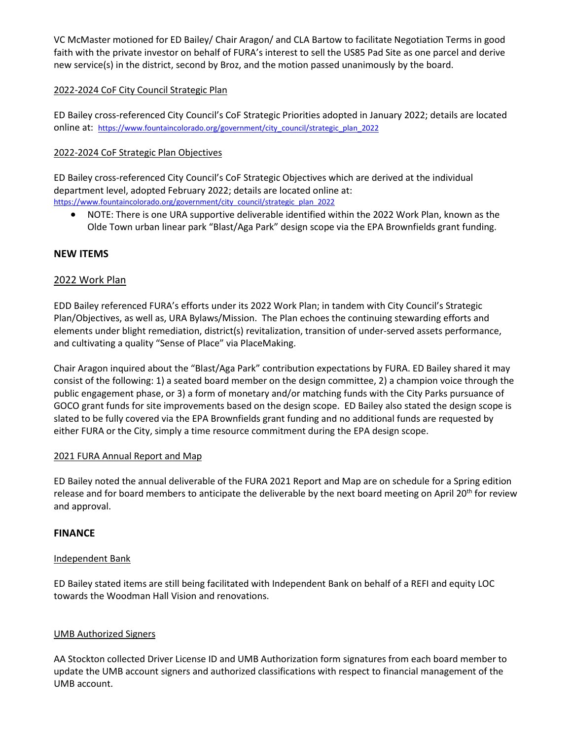VC McMaster motioned for ED Bailey/ Chair Aragon/ and CLA Bartow to facilitate Negotiation Terms in good faith with the private investor on behalf of FURA's interest to sell the US85 Pad Site as one parcel and derive new service(s) in the district, second by Broz, and the motion passed unanimously by the board.

2022-2024 CoF City Council Strategic Plan

ED Bailey cross-referenced City Council's CoF Strategic Priorities adopted in January 2022; details are located online at: https://www.fountaincolorado.org/government/city_council/strategic_plan_2022

2022-2024 CoF Strategic Plan Objectives

ED Bailey cross-referenced City Council's CoF Strategic Objectives which are derived at the individual department level, adopted February 2022; details are located online at: https://www.fountaincolorado.org/government/city_council/strategic_plan_2022

- NOTE: There is one URA supportive deliverable identified within the 2022 Work Plan, known as the Olde Town urban linear park "Blast/Aga Park" design scope via the EPA Brownfields grant funding.

## NEW ITEMS

### 2022 Work Plan

EDD Bailey referenced FURA's efforts under its 2022 Work Plan; in tandem with City Council's Strategic Plan/Objectives, as well as, URA Bylaws/Mission. The Plan echoes the continuing stewarding efforts and elements under blight remediation, district(s) revitalization, transition of under-served assets performance, and cultivating a quality "Sense of Place" via PlaceMaking.

Chair Aragon inquired about the "Blast/Aga Park" contribution expectations by FURA. ED Bailey shared it may consist of the following: 1) a seated board member on the design committee, 2) a champion voice through the public engagement phase, or 3) a form of monetary and/or matching funds with the City Parks pursuance of GOCO grant funds for site improvements based on the design scope. ED Bailey also stated the design scope is slated to be fully covered via the EPA Brownfields grant funding and no additional funds are requested by either FURA or the City, simply a time resource commitment during the EPA design scope.

2021 FURA Annual Report and Map

ED Bailey noted the annual deliverable of the FURA 2021 Report and Map are on schedule for a Spring edition release and for board members to anticipate the deliverable by the next board meeting on April 20th for review and approval.

## FINANCE

Independent Bank

ED Bailey stated items are still being facilitated with Independent Bank on behalf of a REFI and equity LOC towards the Woodman Hall Vision and renovations.

UMB Authorized Signers

AA Stockton collected Driver License ID and UMB Authorization form signatures from each board member to update the UMB account signers and authorized classifications with respect to financial management of the UMB account.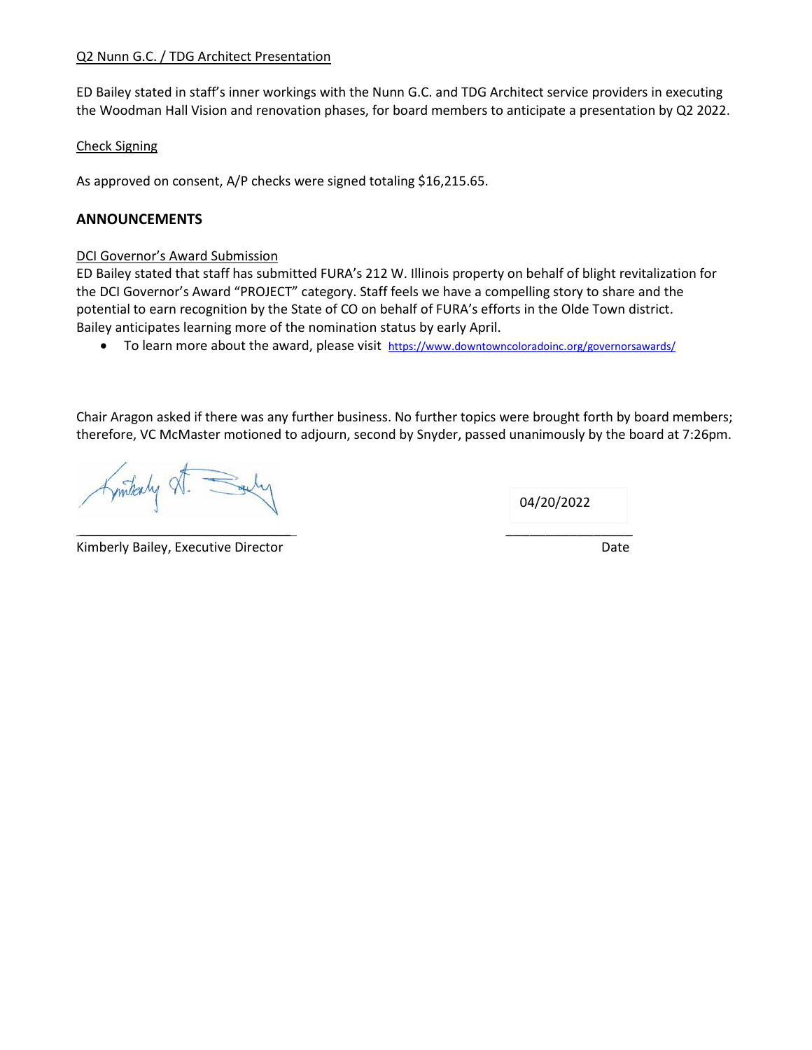Q2 Nunn G.C. / TDG Architect Presentation

ED Bailey stated in staff's inner workings with the Nunn G.C. and TDG Architect service providers in executing the Woodman Hall Vision and renovation phases, for board members to anticipate a presentation by Q2 2022.

Check Signing

As approved on consent, A/P checks were signed totaling $16,215.65.

## ANNOUNCEMENTS

DCI Governor's Award Submission

ED Bailey stated that staff has submitted FURA's 212 W. Illinois property on behalf of blight revitalization for the DCI Governor's Award "PROJECT" category. Staff feels we have a compelling story to share and the potential to earn recognition by the State of CO on behalf of FURA's efforts in the Olde Town district. Bailey anticipates learning more of the nomination status by early April.

- To learn more about the award, please visit https://www.downtowncoloradoinc.org/governorsawards/

Chair Aragon asked if there was any further business. No further topics were brought forth by board members; therefore, VC McMaster motioned to adjourn, second by Snyder, passed unanimously by the board at 7:26pm.

_______________________________ 04/20/2022

Kimberly Bailey, Executive Director Date